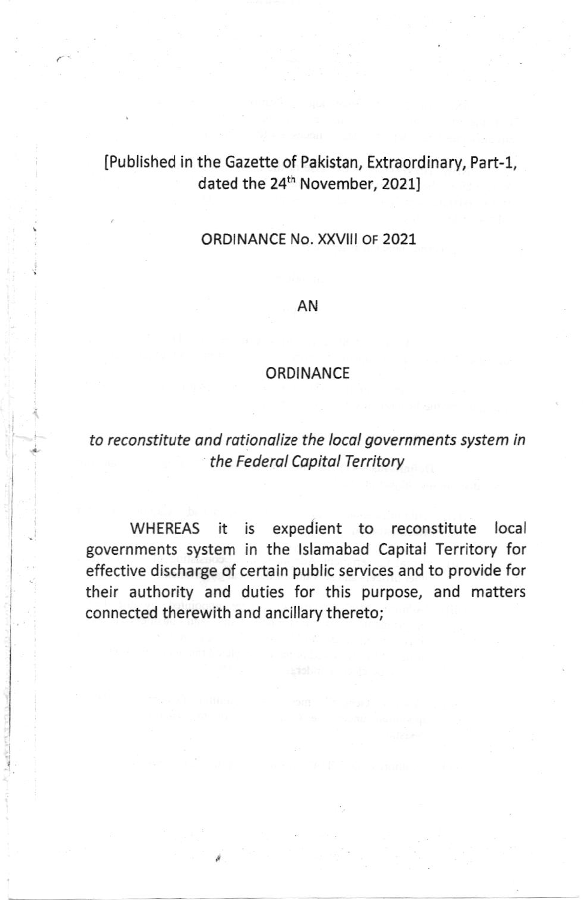[Published in the Gazette of Pakistan, Extraordinary, Part-1, dated the 24th November, 2021]

ORDINANCE No. XXVIII OF 2021

AN

ORDINANCE

*to reconstitute and rationalize the local governments system in the Federal Capital Territory*

WHEREAS it is expedient to reconstitute local governments system in the Islamabad Capital Territory for effective discharge of certain public services and to provide for their authority and duties for this purpose, and matters connected therewith and ancillary thereto;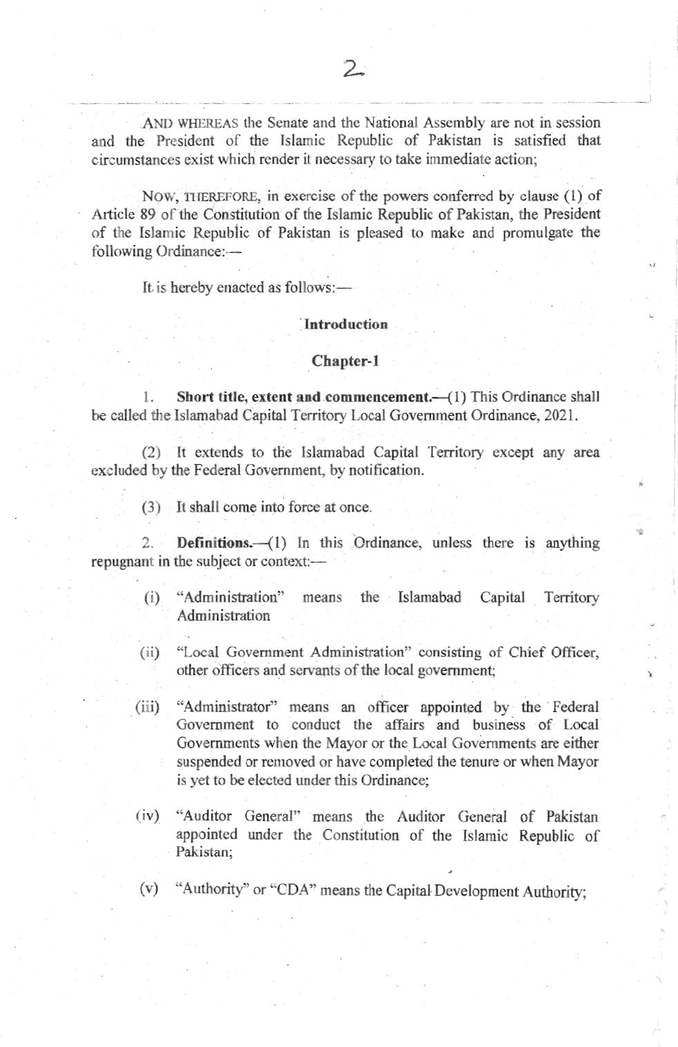AND WHEREAS the Senate and the National Assembly are not in session and the President of the Islamic Republic of Pakistan is satisfied that circumstances exist which render it necessary to take immediate action;

NOW, THEREFORE, in exercise of the powers conferred by clause (1) of Article 89 of the Constitution of the Islamic Republic of Pakistan, the President of the Islamic Republic of Pakistan is pleased to make and promulgate the following Ordinance:—

It is hereby enacted as follows:—

## Introduction

## Chapter-1

1. **Short title, extent and commencement.**—(1) This Ordinance shall be called the Islamabad Capital Territory Local Government Ordinance, 2021.

(2) It extends to the Islamabad Capital Territory except any area excluded by the Federal Government, by notification.

(3) It shall come into force at once.

2. **Definitions.**—(1) In this Ordinance, unless there is anything repugnant in the subject or context:—

(i) "Administration" means the Islamabad Capital Territory Administration

(ii) "Local Government Administration" consisting of Chief Officer, other officers and servants of the local government;

(iii) "Administrator" means an officer appointed by the Federal Government to conduct the affairs and business of Local Governments when the Mayor or the Local Governments are either suspended or removed or have completed the tenure or when Mayor is yet to be elected under this Ordinance;

(iv) "Auditor General" means the Auditor General of Pakistan appointed under the Constitution of the Islamic Republic of Pakistan;

(v) "Authority" or "CDA" means the Capital Development Authority;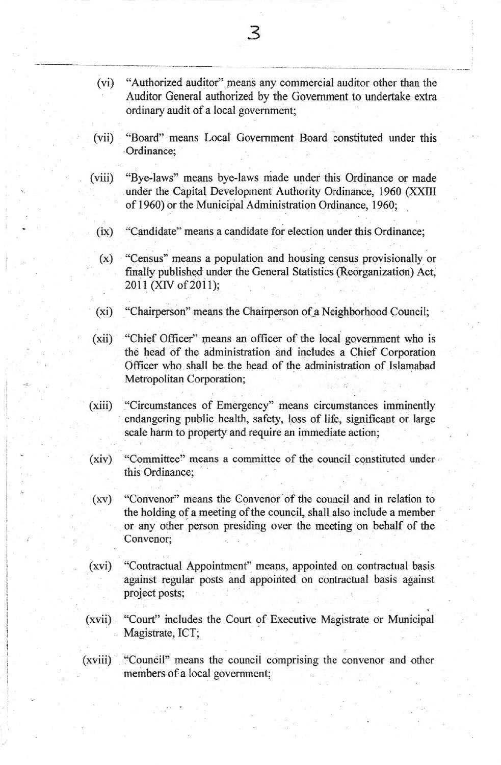(vi) "Authorized auditor" means any commercial auditor other than the Auditor General authorized by the Government to undertake extra ordinary audit of a local government;

(vii) "Board" means Local Government Board constituted under this Ordinance;

(viii) "Bye-laws" means bye-laws made under this Ordinance or made under the Capital Development Authority Ordinance, 1960 (XXIII of 1960) or the Municipal Administration Ordinance, 1960;

(ix) "Candidate" means a candidate for election under this Ordinance;

(x) "Census" means a population and housing census provisionally or finally published under the General Statistics (Reorganization) Act, 2011 (XIV of 2011);

(xi) "Chairperson" means the Chairperson of a Neighborhood Council;

(xii) "Chief Officer" means an officer of the local government who is the head of the administration and includes a Chief Corporation Officer who shall be the head of the administration of Islamabad Metropolitan Corporation;

(xiii) "Circumstances of Emergency" means circumstances imminently endangering public health, safety, loss of life, significant or large scale harm to property and require an immediate action;

(xiv) "Committee" means a committee of the council constituted under this Ordinance;

(xv) "Convenor" means the Convenor of the council and in relation to the holding of a meeting of the council, shall also include a member or any other person presiding over the meeting on behalf of the Convenor;

(xvi) "Contractual Appointment" means, appointed on contractual basis against regular posts and appointed on contractual basis against project posts;

(xvii) "Court" includes the Court of Executive Magistrate or Municipal Magistrate, ICT;

(xviii) "Council" means the council comprising the convenor and other members of a local government;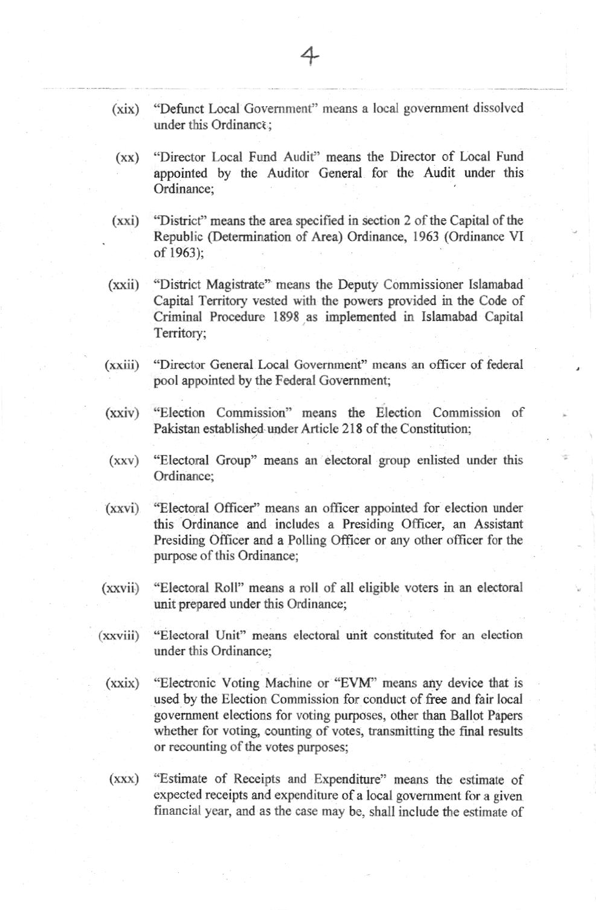(xix) "Defunct Local Government" means a local government dissolved under this Ordinance;

(xx) "Director Local Fund Audit" means the Director of Local Fund appointed by the Auditor General for the Audit under this Ordinance;

(xxi) "District" means the area specified in section 2 of the Capital of the Republic (Determination of Area) Ordinance, 1963 (Ordinance VI of 1963);

(xxii) "District Magistrate" means the Deputy Commissioner Islamabad Capital Territory vested with the powers provided in the Code of Criminal Procedure 1898 as implemented in Islamabad Capital Territory;

(xxiii) "Director General Local Government" means an officer of federal pool appointed by the Federal Government;

(xxiv) "Election Commission" means the Election Commission of Pakistan established under Article 218 of the Constitution;

(xxv) "Electoral Group" means an electoral group enlisted under this Ordinance;

(xxvi) "Electoral Officer" means an officer appointed for election under this Ordinance and includes a Presiding Officer, an Assistant Presiding Officer and a Polling Officer or any other officer for the purpose of this Ordinance;

(xxvii) "Electoral Roll" means a roll of all eligible voters in an electoral unit prepared under this Ordinance;

(xxviii) "Electoral Unit" means electoral unit constituted for an election under this Ordinance;

(xxix) "Electronic Voting Machine or "EVM" means any device that is used by the Election Commission for conduct of free and fair local government elections for voting purposes, other than Ballot Papers whether for voting, counting of votes, transmitting the final results or recounting of the votes purposes;

(xxx) "Estimate of Receipts and Expenditure" means the estimate of expected receipts and expenditure of a local government for a given financial year, and as the case may be, shall include the estimate of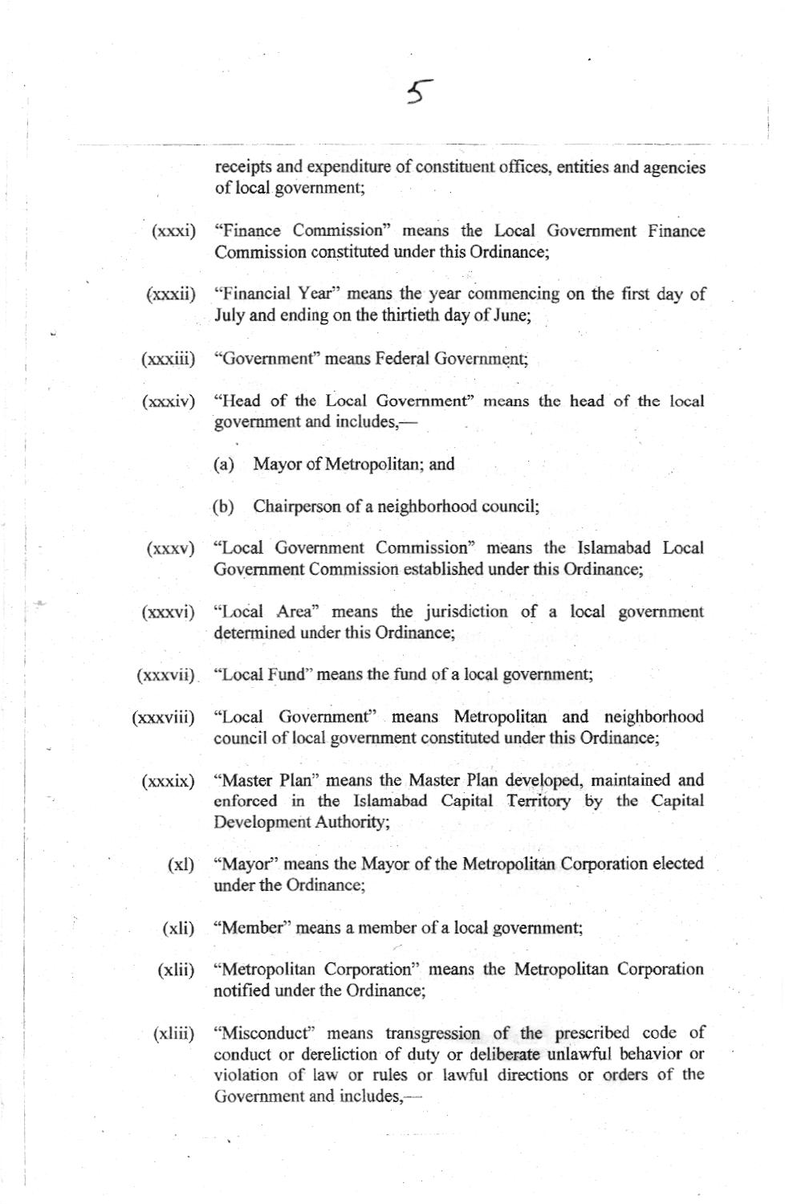receipts and expenditure of constituent offices, entities and agencies of local government;

(xxxi) "Finance Commission" means the Local Government Finance Commission constituted under this Ordinance;

(xxxii) "Financial Year" means the year commencing on the first day of July and ending on the thirtieth day of June;

(xxxiii) "Government" means Federal Government;

(xxxiv) "Head of the Local Government" means the head of the local government and includes,—

(a) Mayor of Metropolitan; and

(b) Chairperson of a neighborhood council;

(xxxv) "Local Government Commission" means the Islamabad Local Government Commission established under this Ordinance;

(xxxvi) "Local Area" means the jurisdiction of a local government determined under this Ordinance;

(xxxvii) "Local Fund" means the fund of a local government;

(xxxviii) "Local Government" means Metropolitan and neighborhood council of local government constituted under this Ordinance;

(xxxix) "Master Plan" means the Master Plan developed, maintained and enforced in the Islamabad Capital Territory by the Capital Development Authority;

(xl) "Mayor" means the Mayor of the Metropolitan Corporation elected under the Ordinance;

(xli) "Member" means a member of a local government;

(xlii) "Metropolitan Corporation" means the Metropolitan Corporation notified under the Ordinance;

(xliii) "Misconduct" means transgression of the prescribed code of conduct or dereliction of duty or deliberate unlawful behavior or violation of law or rules or lawful directions or orders of the Government and includes,—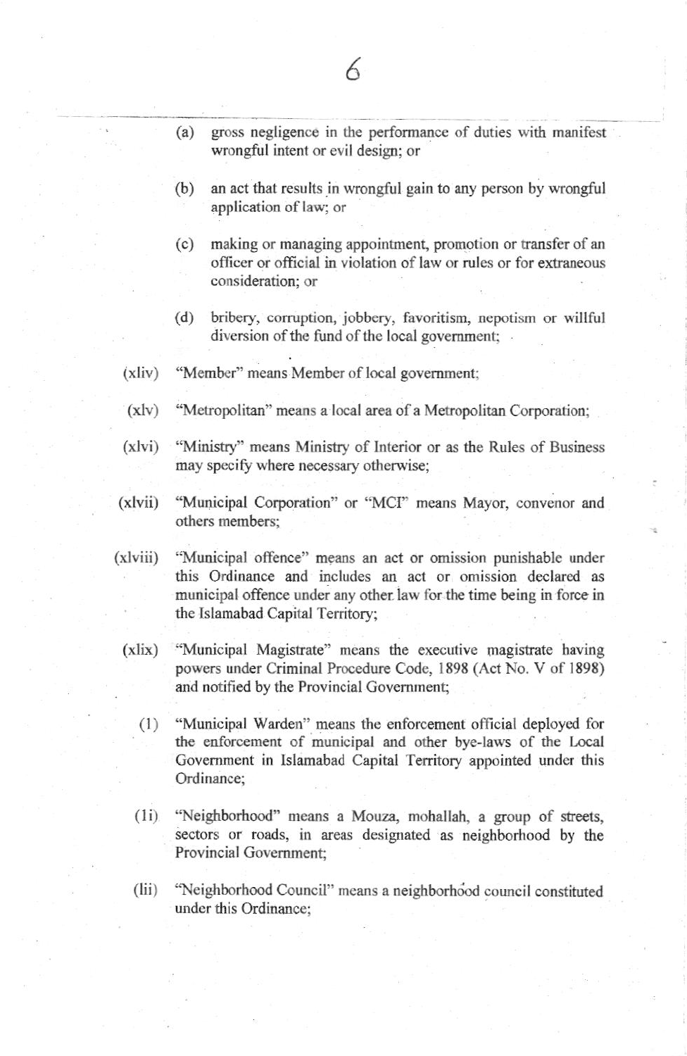(a) gross negligence in the performance of duties with manifest wrongful intent or evil design; or

(b) an act that results in wrongful gain to any person by wrongful application of law; or

(c) making or managing appointment, promotion or transfer of an officer or official in violation of law or rules or for extraneous consideration; or

(d) bribery, corruption, jobbery, favoritism, nepotism or willful diversion of the fund of the local government;

(xliv) "Member" means Member of local government;

(xlv) "Metropolitan" means a local area of a Metropolitan Corporation;

(xlvi) "Ministry" means Ministry of Interior or as the Rules of Business may specify where necessary otherwise;

(xlvii) "Municipal Corporation" or "MCI" means Mayor, convenor and others members;

(xlviii) "Municipal offence" means an act or omission punishable under this Ordinance and includes an act or omission declared as municipal offence under any other law for the time being in force in the Islamabad Capital Territory;

(xlix) "Municipal Magistrate" means the executive magistrate having powers under Criminal Procedure Code, 1898 (Act No. V of 1898) and notified by the Provincial Government;

(l) "Municipal Warden" means the enforcement official deployed for the enforcement of municipal and other bye-laws of the Local Government in Islamabad Capital Territory appointed under this Ordinance;

(li) "Neighborhood" means a Mouza, mohallah, a group of streets, sectors or roads, in areas designated as neighborhood by the Provincial Government;

(lii) "Neighborhood Council" means a neighborhood council constituted under this Ordinance;